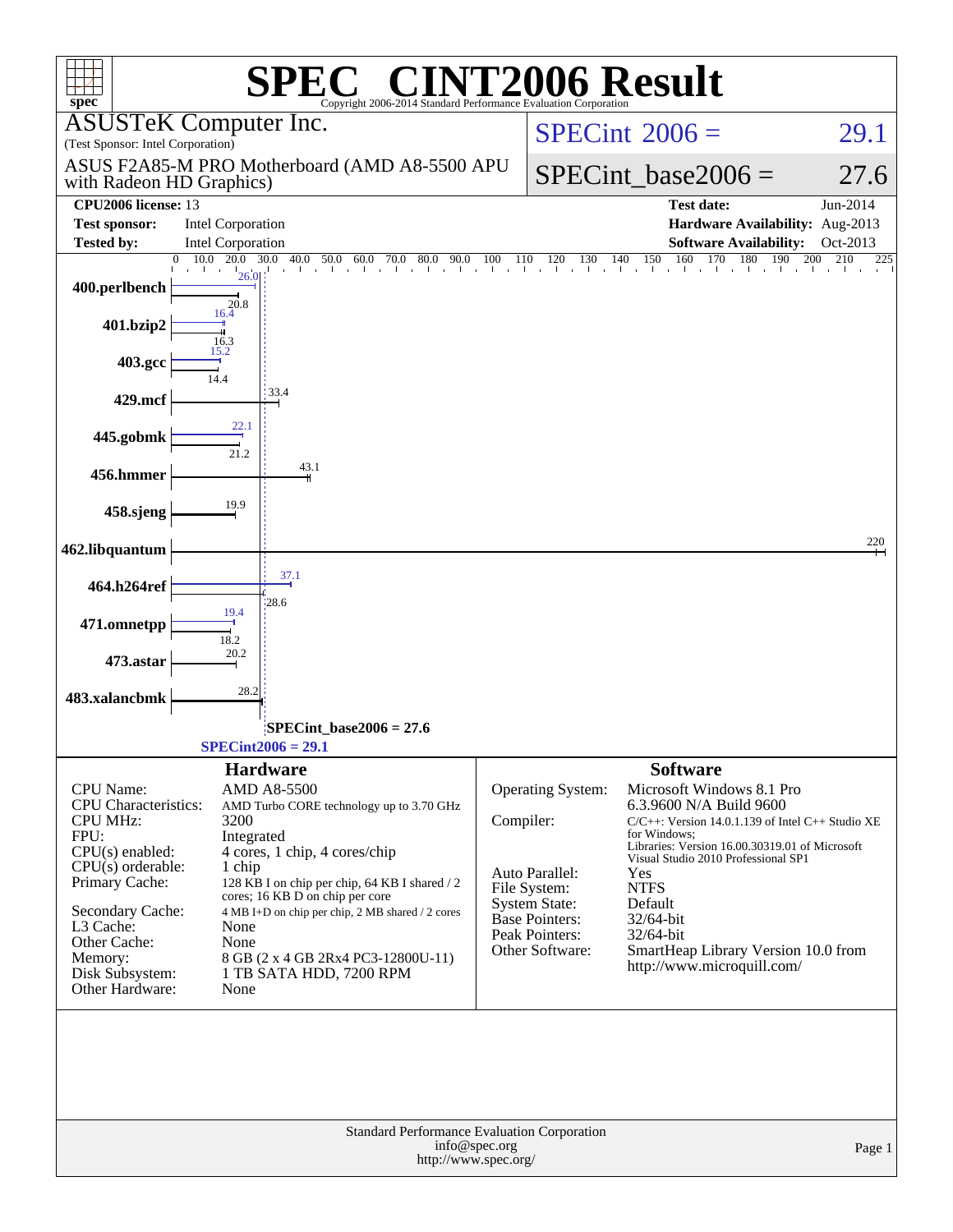# SPEC CINT2006 Result

Copyright 2006-2014 Standard Performance Evaluation Corporation

**ASUSTeK Computer Inc.**
(Test Sponsor: Intel Corporation)

ASUS F2A85-M PRO Motherboard (AMD A8-5500 APU with Radeon HD Graphics)

SPECint 2006 = 29.1

SPECint_base2006 = 27.6

| | | | |
|---|---|---|---|
| **CPU2006 license:** | 13 | **Test date:** | Jun-2014 |
| **Test sponsor:** | Intel Corporation | **Hardware Availability:** | Aug-2013 |
| **Tested by:** | Intel Corporation | **Software Availability:** | Oct-2013 |

| Benchmark | Base | Peak |
|---|---|---|
| 400.perlbench | 20.8 | 26.0 |
| 401.bzip2 | 16.3 | 16.4 |
| 403.gcc | 14.4 | 15.2 |
| 429.mcf | 33.4 | |
| 445.gobmk | 21.2 | 22.1 |
| 456.hmmer | 43.1 | |
| 458.sjeng | 19.9 | |
| 462.libquantum | 220 | |
| 464.h264ref | 28.6 | 37.1 |
| 471.omnetpp | 18.2 | 19.4 |
| 473.astar | 20.2 | |
| 483.xalancbmk | 28.2 | |

SPECint_base2006 = 27.6

SPECint2006 = 29.1

## Hardware

| | |
|---|---|
| CPU Name: | AMD A8-5500 |
| CPU Characteristics: | AMD Turbo CORE technology up to 3.70 GHz |
| CPU MHz: | 3200 |
| FPU: | Integrated |
| CPU(s) enabled: | 4 cores, 1 chip, 4 cores/chip |
| CPU(s) orderable: | 1 chip |
| Primary Cache: | 128 KB I on chip per chip, 64 KB I shared / 2 cores; 16 KB D on chip per core |
| Secondary Cache: | 4 MB I+D on chip per chip, 2 MB shared / 2 cores |
| L3 Cache: | None |
| Other Cache: | None |
| Memory: | 8 GB (2 x 4 GB 2Rx4 PC3-12800U-11) |
| Disk Subsystem: | 1 TB SATA HDD, 7200 RPM |
| Other Hardware: | None |

## Software

| | |
|---|---|
| Operating System: | Microsoft Windows 8.1 Pro 6.3.9600 N/A Build 9600 |
| Compiler: | C/C++: Version 14.0.1.139 of Intel C++ Studio XE for Windows; Libraries: Version 16.00.30319.01 of Microsoft Visual Studio 2010 Professional SP1 |
| Auto Parallel: | Yes |
| File System: | NTFS |
| System State: | Default |
| Base Pointers: | 32/64-bit |
| Peak Pointers: | 32/64-bit |
| Other Software: | SmartHeap Library Version 10.0 from http://www.microquill.com/ |

Standard Performance Evaluation Corporation
info@spec.org
http://www.spec.org/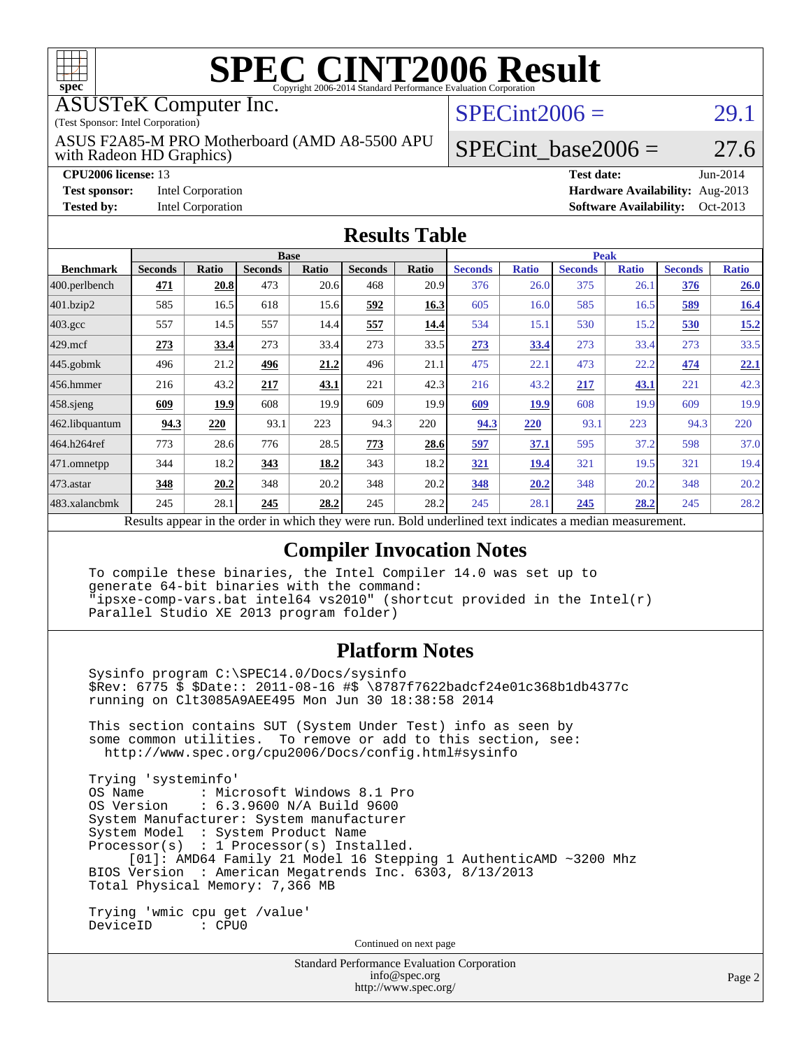# SPEC CINT2006 Result

Copyright 2006-2014 Standard Performance Evaluation Corporation

ASUSTeK Computer Inc.
(Test Sponsor: Intel Corporation)
ASUS F2A85-M PRO Motherboard (AMD A8-5500 APU with Radeon HD Graphics)

SPECint2006 = 29.1
SPECint_base2006 = 27.6

**CPU2006 license:** 13
**Test sponsor:** Intel Corporation
**Tested by:** Intel Corporation
**Test date:** Jun-2014
**Hardware Availability:** Aug-2013
**Software Availability:** Oct-2013

## Results Table

| Benchmark | Base | | | | | | Peak | | | | | |
|---|---|---|---|---|---|---|---|---|---|---|---|---|
| | Seconds | Ratio | Seconds | Ratio | Seconds | Ratio | Seconds | Ratio | Seconds | Ratio | Seconds | Ratio |
| 400.perlbench | **471** | **20.8** | 473 | 20.6 | 468 | 20.9 | 376 | 26.0 | 375 | 26.1 | **376** | **26.0** |
| 401.bzip2 | 585 | 16.5 | 618 | 15.6 | **592** | **16.3** | 605 | 16.0 | 585 | 16.5 | **589** | **16.4** |
| 403.gcc | 557 | 14.5 | 557 | 14.4 | **557** | **14.4** | 534 | 15.1 | 530 | 15.2 | **530** | **15.2** |
| 429.mcf | **273** | **33.4** | 273 | 33.4 | 273 | 33.5 | **273** | **33.4** | 273 | 33.4 | 273 | 33.5 |
| 445.gobmk | 496 | 21.2 | **496** | **21.2** | 496 | 21.1 | 475 | 22.1 | 473 | 22.2 | **474** | **22.1** |
| 456.hmmer | 216 | 43.2 | **217** | **43.1** | 221 | 42.3 | 216 | 43.2 | **217** | **43.1** | 221 | 42.3 |
| 458.sjeng | **609** | **19.9** | 608 | 19.9 | 609 | 19.9 | **609** | **19.9** | 608 | 19.9 | 609 | 19.9 |
| 462.libquantum | **94.3** | **220** | 93.1 | 223 | 94.3 | 220 | **94.3** | **220** | 93.1 | 223 | 94.3 | 220 |
| 464.h264ref | 773 | 28.6 | 776 | 28.5 | **773** | **28.6** | **597** | **37.1** | 595 | 37.2 | 598 | 37.0 |
| 471.omnetpp | 344 | 18.2 | **343** | **18.2** | 343 | 18.2 | **321** | **19.4** | 321 | 19.5 | 321 | 19.4 |
| 473.astar | **348** | **20.2** | 348 | 20.2 | 348 | 20.2 | **348** | **20.2** | 348 | 20.2 | 348 | 20.2 |
| 483.xalancbmk | 245 | 28.1 | **245** | **28.2** | 245 | 28.2 | 245 | 28.1 | **245** | **28.2** | 245 | 28.2 |

Results appear in the order in which they were run. Bold underlined text indicates a median measurement.

## Compiler Invocation Notes

```
To compile these binaries, the Intel Compiler 14.0 was set up to
generate 64-bit binaries with the command:
"ipsxe-comp-vars.bat intel64 vs2010" (shortcut provided in the Intel(r)
Parallel Studio XE 2013 program folder)
```

## Platform Notes

```
Sysinfo program C:\SPEC14.0/Docs/sysinfo
$Rev: 6775 $ $Date:: 2011-08-16 #$ \8787f7622badcf24e01c368b1db4377c
running on Clt3085A9AEE495 Mon Jun 30 18:38:58 2014

This section contains SUT (System Under Test) info as seen by
some common utilities.  To remove or add to this section, see:
  http://www.spec.org/cpu2006/Docs/config.html#sysinfo

Trying 'systeminfo'
OS Name        : Microsoft Windows 8.1 Pro
OS Version     : 6.3.9600 N/A Build 9600
System Manufacturer: System manufacturer
System Model   : System Product Name
Processor(s)   : 1 Processor(s) Installed.
     [01]: AMD64 Family 21 Model 16 Stepping 1 AuthenticAMD ~3200 Mhz
BIOS Version   : American Megatrends Inc. 6303, 8/13/2013
Total Physical Memory: 7,366 MB

Trying 'wmic cpu get /value'
DeviceID       : CPU0
```

Continued on next page

Standard Performance Evaluation Corporation
info@spec.org
http://www.spec.org/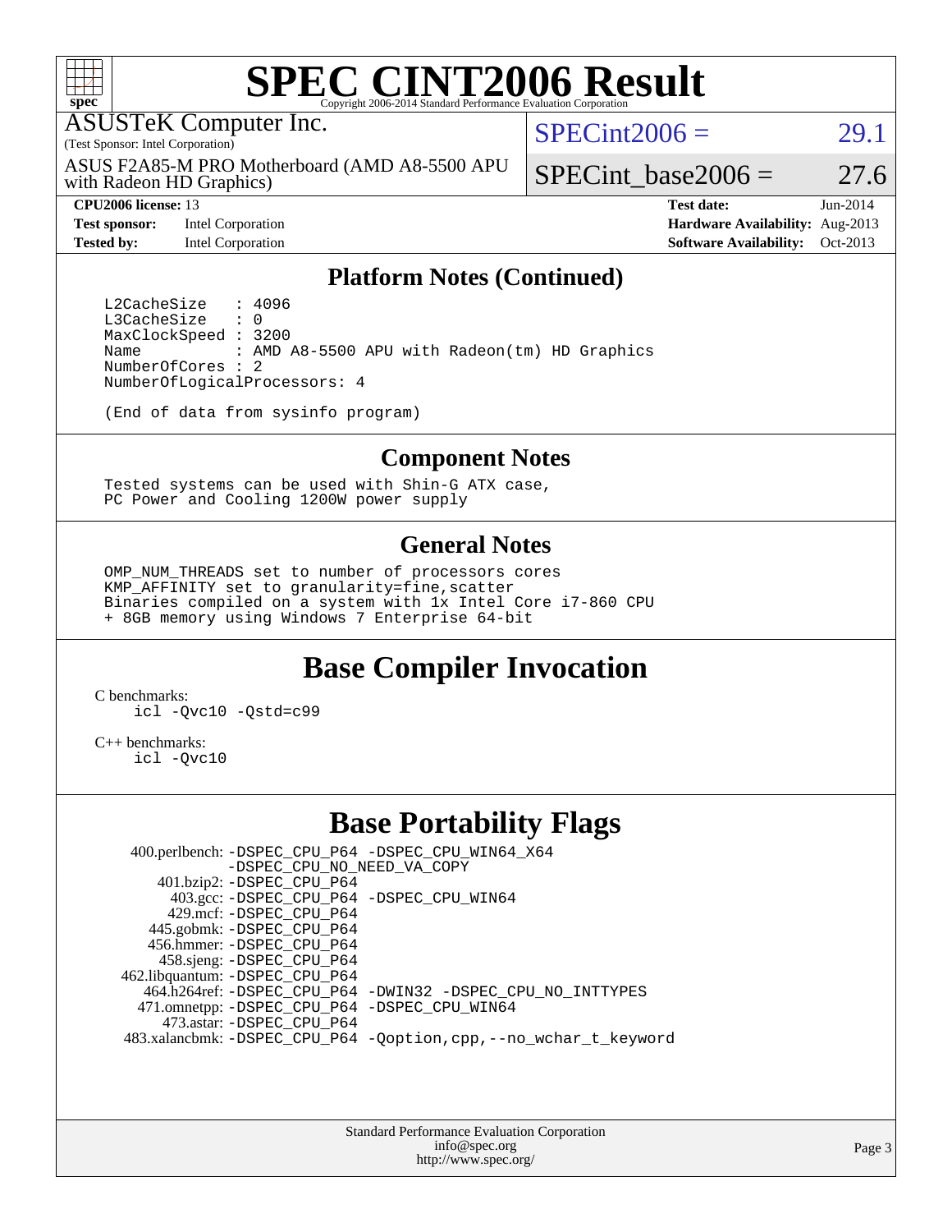# SPEC CINT2006 Result

Copyright 2006-2014 Standard Performance Evaluation Corporation

ASUSTeK Computer Inc.
(Test Sponsor: Intel Corporation)
ASUS F2A85-M PRO Motherboard (AMD A8-5500 APU with Radeon HD Graphics)

SPECint2006 = 29.1
SPECint_base2006 = 27.6

**CPU2006 license:** 13
**Test sponsor:** Intel Corporation
**Tested by:** Intel Corporation

**Test date:** Jun-2014
**Hardware Availability:** Aug-2013
**Software Availability:** Oct-2013

## Platform Notes (Continued)

```
L2CacheSize    : 4096
L3CacheSize    : 0
MaxClockSpeed : 3200
Name           : AMD A8-5500 APU with Radeon(tm) HD Graphics
NumberOfCores : 2
NumberOfLogicalProcessors: 4

(End of data from sysinfo program)
```

## Component Notes

```
Tested systems can be used with Shin-G ATX case,
PC Power and Cooling 1200W power supply
```

## General Notes

```
OMP_NUM_THREADS set to number of processors cores
KMP_AFFINITY set to granularity=fine,scatter
Binaries compiled on a system with 1x Intel Core i7-860 CPU
+ 8GB memory using Windows 7 Enterprise 64-bit
```

## Base Compiler Invocation

C benchmarks:
 icl -Qvc10 -Qstd=c99

C++ benchmarks:
 icl -Qvc10

## Base Portability Flags

400.perlbench: -DSPEC_CPU_P64 -DSPEC_CPU_WIN64_X64 -DSPEC_CPU_NO_NEED_VA_COPY
401.bzip2: -DSPEC_CPU_P64
403.gcc: -DSPEC_CPU_P64 -DSPEC_CPU_WIN64
429.mcf: -DSPEC_CPU_P64
445.gobmk: -DSPEC_CPU_P64
456.hmmer: -DSPEC_CPU_P64
458.sjeng: -DSPEC_CPU_P64
462.libquantum: -DSPEC_CPU_P64
464.h264ref: -DSPEC_CPU_P64 -DWIN32 -DSPEC_CPU_NO_INTTYPES
471.omnetpp: -DSPEC_CPU_P64 -DSPEC_CPU_WIN64
473.astar: -DSPEC_CPU_P64
483.xalancbmk: -DSPEC_CPU_P64 -Qoption,cpp,--no_wchar_t_keyword

Standard Performance Evaluation Corporation
info@spec.org
http://www.spec.org/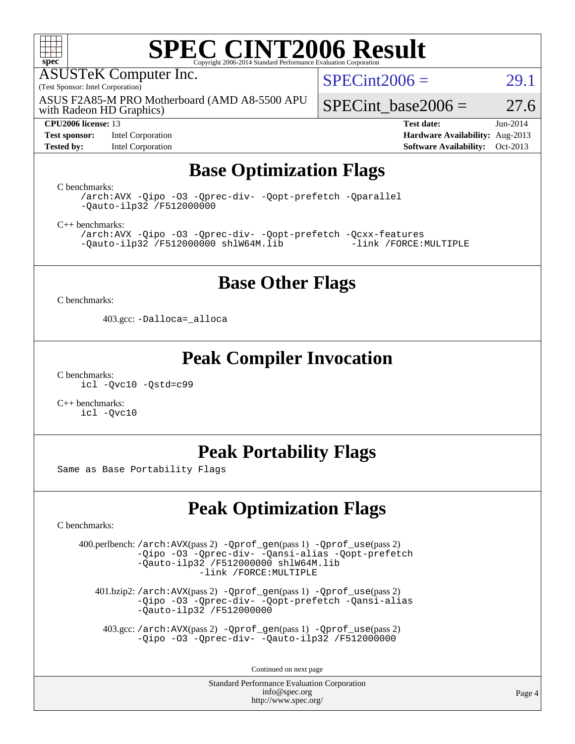# SPEC CINT2006 Result

Copyright 2006-2014 Standard Performance Evaluation Corporation

ASUSTeK Computer Inc.
(Test Sponsor: Intel Corporation)

ASUS F2A85-M PRO Motherboard (AMD A8-5500 APU with Radeon HD Graphics)

SPECint2006 = 29.1

SPECint_base2006 = 27.6

**CPU2006 license:** 13
**Test sponsor:** Intel Corporation
**Tested by:** Intel Corporation

**Test date:** Jun-2014
**Hardware Availability:** Aug-2013
**Software Availability:** Oct-2013

## Base Optimization Flags

C benchmarks:

```
/arch:AVX -Qipo -O3 -Qprec-div- -Qopt-prefetch -Qparallel
-Qauto-ilp32 /F512000000
```

C++ benchmarks:

```
/arch:AVX -Qipo -O3 -Qprec-div- -Qopt-prefetch -Qcxx-features
-Qauto-ilp32 /F512000000 shlW64M.lib           -link /FORCE:MULTIPLE
```

## Base Other Flags

C benchmarks:

403.gcc: `-Dalloca=_alloca`

## Peak Compiler Invocation

C benchmarks:

```
icl -Qvc10 -Qstd=c99
```

C++ benchmarks:

```
icl -Qvc10
```

## Peak Portability Flags

Same as Base Portability Flags

## Peak Optimization Flags

C benchmarks:

400.perlbench: `/arch:AVX`(pass 2) `-Qprof_gen`(pass 1) `-Qprof_use`(pass 2) `-Qipo -O3 -Qprec-div- -Qansi-alias -Qopt-prefetch -Qauto-ilp32 /F512000000 shlW64M.lib -link /FORCE:MULTIPLE`

401.bzip2: `/arch:AVX`(pass 2) `-Qprof_gen`(pass 1) `-Qprof_use`(pass 2) `-Qipo -O3 -Qprec-div- -Qopt-prefetch -Qansi-alias -Qauto-ilp32 /F512000000`

403.gcc: `/arch:AVX`(pass 2) `-Qprof_gen`(pass 1) `-Qprof_use`(pass 2) `-Qipo -O3 -Qprec-div- -Qauto-ilp32 /F512000000`

Continued on next page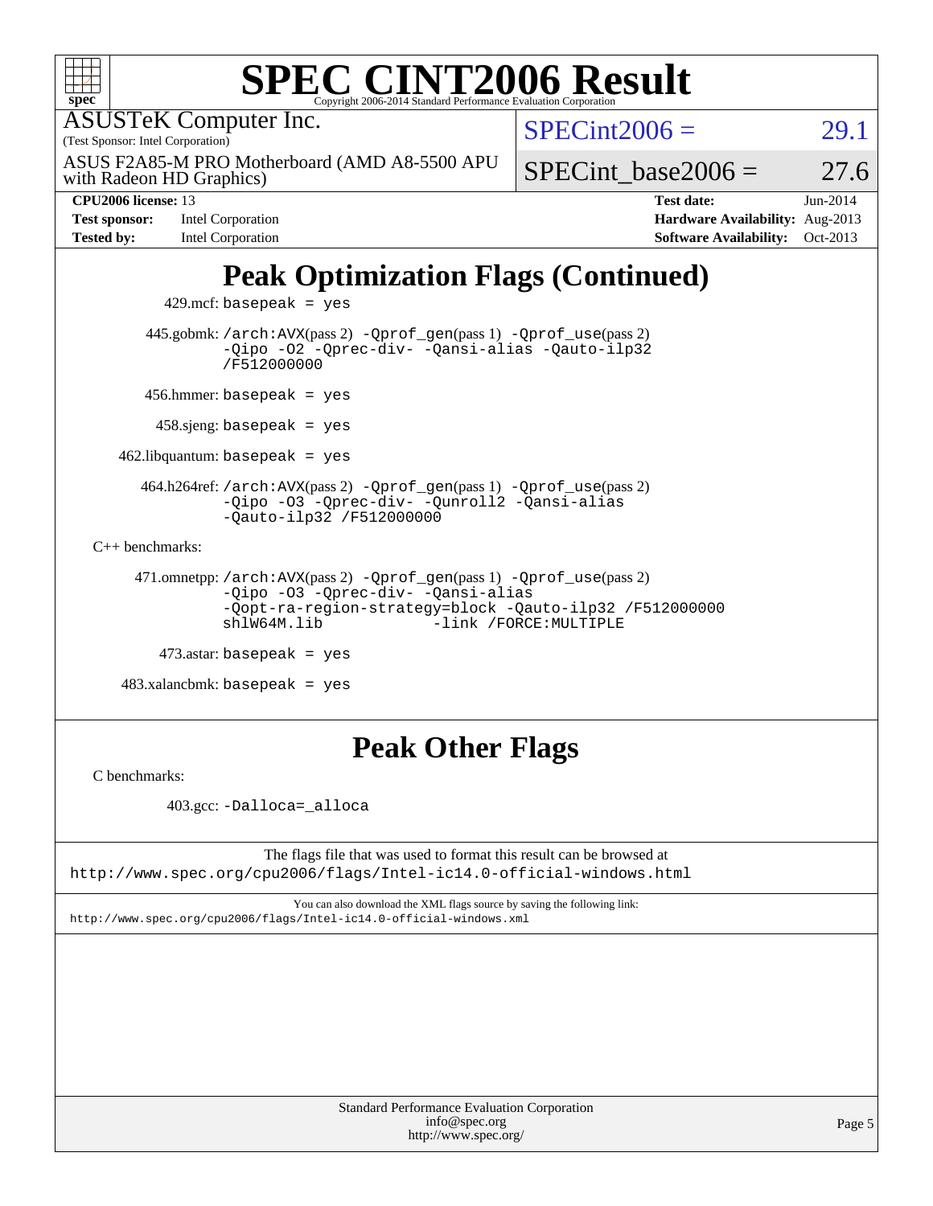# SPEC CINT2006 Result

Copyright 2006-2014 Standard Performance Evaluation Corporation

ASUSTeK Computer Inc.
(Test Sponsor: Intel Corporation)
ASUS F2A85-M PRO Motherboard (AMD A8-5500 APU with Radeon HD Graphics)

SPECint2006 = 29.1
SPECint_base2006 = 27.6

**CPU2006 license:** 13
**Test sponsor:** Intel Corporation
**Tested by:** Intel Corporation
**Test date:** Jun-2014
**Hardware Availability:** Aug-2013
**Software Availability:** Oct-2013

## Peak Optimization Flags (Continued)

429.mcf: `basepeak = yes`

445.gobmk: `/arch:AVX`(pass 2) `-Qprof_gen`(pass 1) `-Qprof_use`(pass 2) `-Qipo -O2 -Qprec-div- -Qansi-alias -Qauto-ilp32 /F512000000`

456.hmmer: `basepeak = yes`

458.sjeng: `basepeak = yes`

462.libquantum: `basepeak = yes`

464.h264ref: `/arch:AVX`(pass 2) `-Qprof_gen`(pass 1) `-Qprof_use`(pass 2) `-Qipo -O3 -Qprec-div- -Qunroll2 -Qansi-alias -Qauto-ilp32 /F512000000`

C++ benchmarks:

471.omnetpp: `/arch:AVX`(pass 2) `-Qprof_gen`(pass 1) `-Qprof_use`(pass 2) `-Qipo -O3 -Qprec-div- -Qansi-alias -Qopt-ra-region-strategy=block -Qauto-ilp32 /F512000000 shlW64M.lib -link /FORCE:MULTIPLE`

473.astar: `basepeak = yes`

483.xalancbmk: `basepeak = yes`

## Peak Other Flags

C benchmarks:

403.gcc: `-Dalloca=_alloca`

The flags file that was used to format this result can be browsed at
http://www.spec.org/cpu2006/flags/Intel-ic14.0-official-windows.html

You can also download the XML flags source by saving the following link:
http://www.spec.org/cpu2006/flags/Intel-ic14.0-official-windows.xml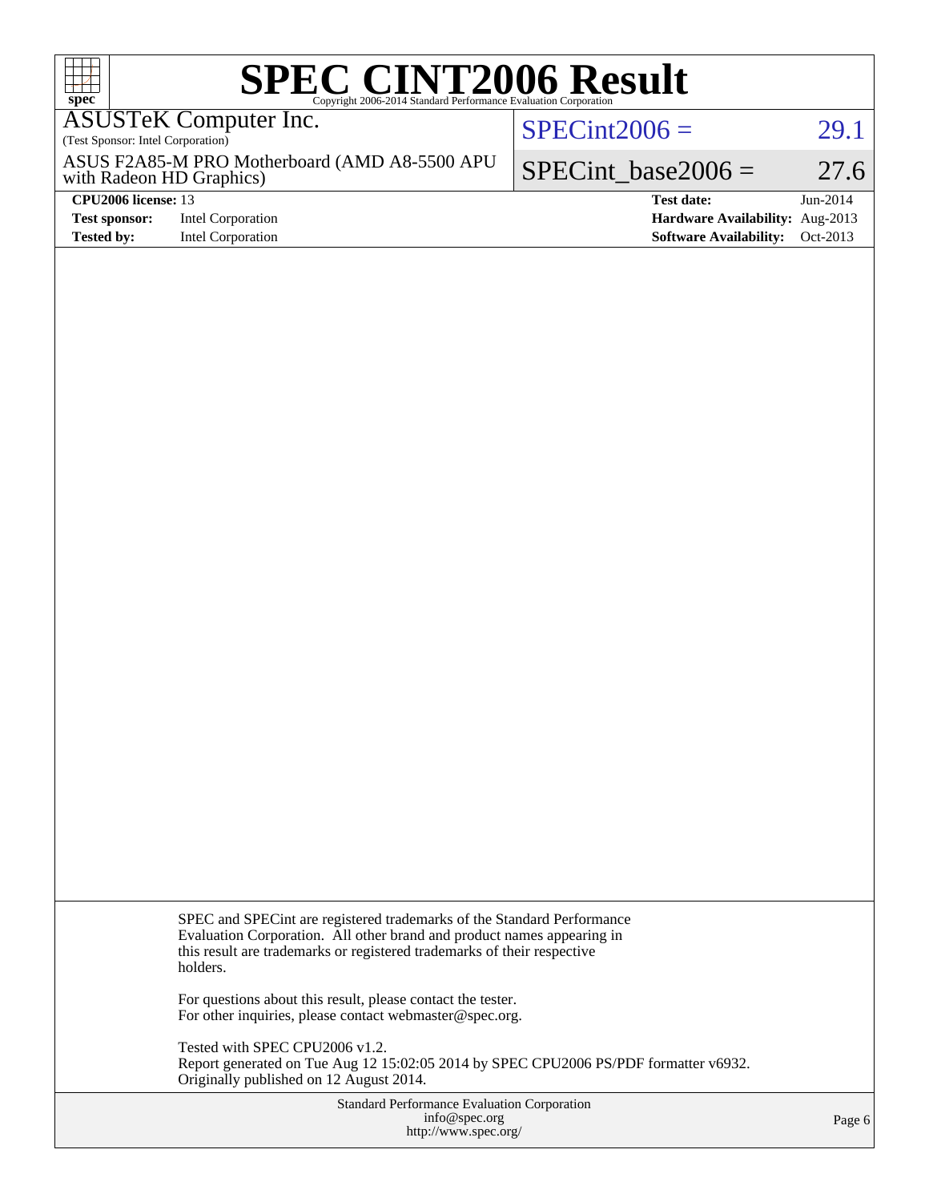# SPEC CINT2006 Result

Copyright 2006-2014 Standard Performance Evaluation Corporation

ASUSTeK Computer Inc.
(Test Sponsor: Intel Corporation)

ASUS F2A85-M PRO Motherboard (AMD A8-5500 APU with Radeon HD Graphics)

SPECint2006 = 29.1

SPECint_base2006 = 27.6

| | | | |
|---|---|---|---|
| **CPU2006 license:** | 13 | **Test date:** | Jun-2014 |
| **Test sponsor:** | Intel Corporation | **Hardware Availability:** | Aug-2013 |
| **Tested by:** | Intel Corporation | **Software Availability:** | Oct-2013 |

SPEC and SPECint are registered trademarks of the Standard Performance Evaluation Corporation. All other brand and product names appearing in this result are trademarks or registered trademarks of their respective holders.

For questions about this result, please contact the tester.
For other inquiries, please contact webmaster@spec.org.

Tested with SPEC CPU2006 v1.2.
Report generated on Tue Aug 12 15:02:05 2014 by SPEC CPU2006 PS/PDF formatter v6932.
Originally published on 12 August 2014.

Standard Performance Evaluation Corporation
info@spec.org
http://www.spec.org/